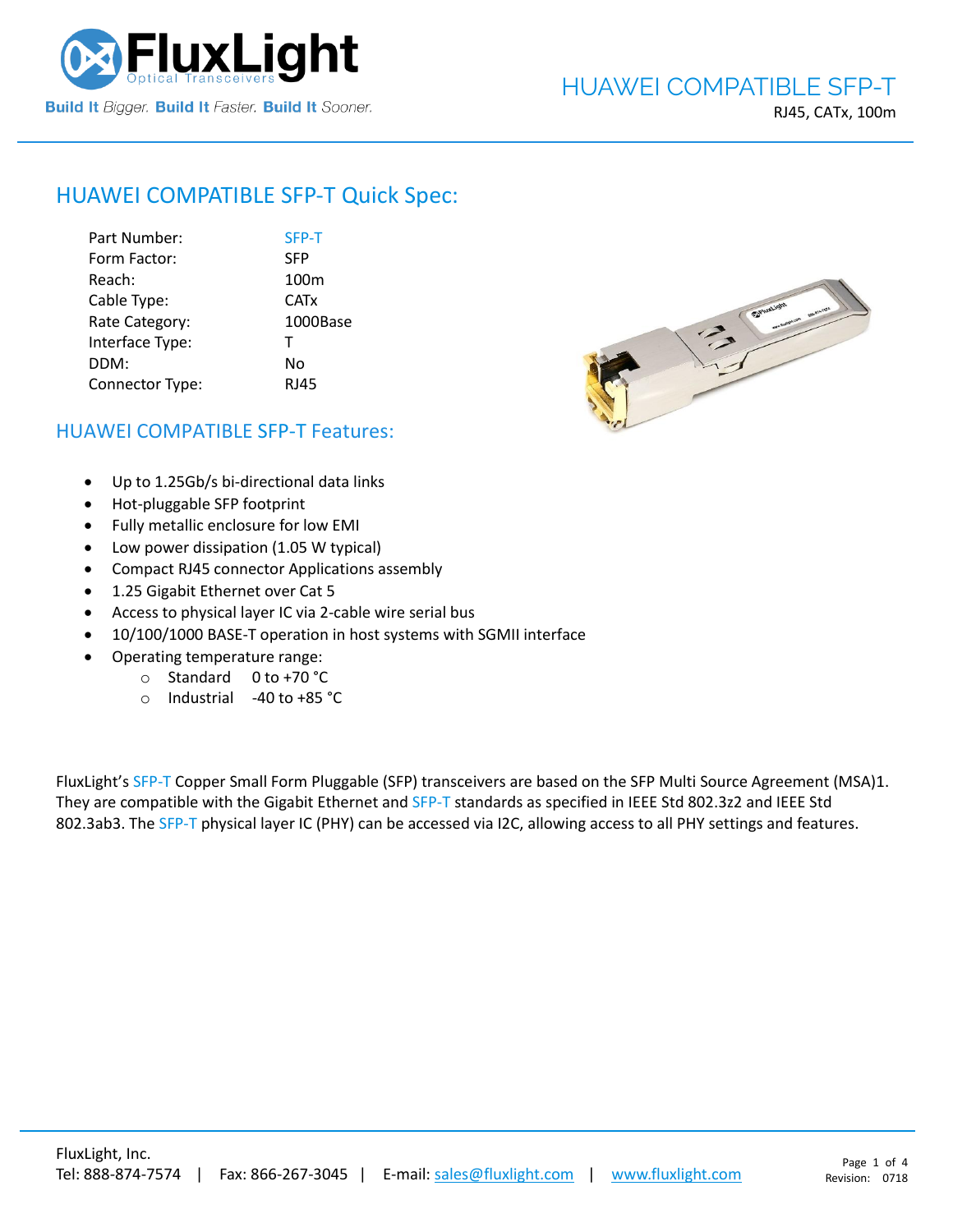# HUAWEI COMPATIBLE SFP-T

RJ45, CATx, 100m

## HUAWEI COMPATIBLE SFP-T Quick Spec:

| | |
|---|---|
| Part Number: | SFP-T |
| Form Factor: | SFP |
| Reach: | 100m |
| Cable Type: | CATx |
| Rate Category: | 1000Base |
| Interface Type: | T |
| DDM: | No |
| Connector Type: | RJ45 |

## HUAWEI COMPATIBLE SFP-T Features:

- Up to 1.25Gb/s bi-directional data links
- Hot-pluggable SFP footprint
- Fully metallic enclosure for low EMI
- Low power dissipation (1.05 W typical)
- Compact RJ45 connector Applications assembly
- 1.25 Gigabit Ethernet over Cat 5
- Access to physical layer IC via 2-cable wire serial bus
- 10/100/1000 BASE-T operation in host systems with SGMII interface
- Operating temperature range:
    - Standard 0 to +70 °C
    - Industrial -40 to +85 °C

FluxLight's SFP-T Copper Small Form Pluggable (SFP) transceivers are based on the SFP Multi Source Agreement (MSA)1. They are compatible with the Gigabit Ethernet and SFP-T standards as specified in IEEE Std 802.3z2 and IEEE Std 802.3ab3. The SFP-T physical layer IC (PHY) can be accessed via I2C, allowing access to all PHY settings and features.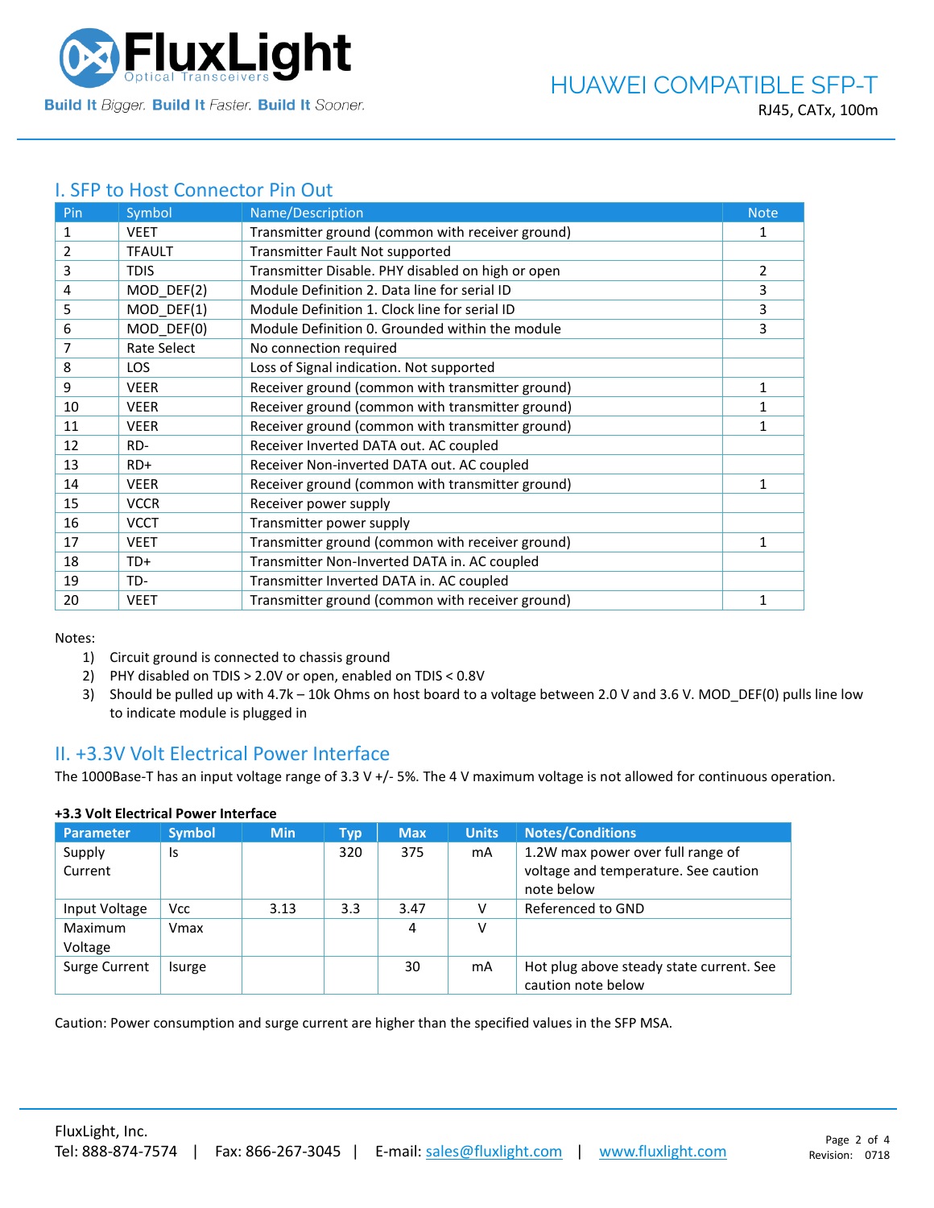## I. SFP to Host Connector Pin Out

| Pin | Symbol | Name/Description | Note |
|---|---|---|---|
| 1 | VEET | Transmitter ground (common with receiver ground) | 1 |
| 2 | TFAULT | Transmitter Fault Not supported | |
| 3 | TDIS | Transmitter Disable. PHY disabled on high or open | 2 |
| 4 | MOD_DEF(2) | Module Definition 2. Data line for serial ID | 3 |
| 5 | MOD_DEF(1) | Module Definition 1. Clock line for serial ID | 3 |
| 6 | MOD_DEF(0) | Module Definition 0. Grounded within the module | 3 |
| 7 | Rate Select | No connection required | |
| 8 | LOS | Loss of Signal indication. Not supported | |
| 9 | VEER | Receiver ground (common with transmitter ground) | 1 |
| 10 | VEER | Receiver ground (common with transmitter ground) | 1 |
| 11 | VEER | Receiver ground (common with transmitter ground) | 1 |
| 12 | RD- | Receiver Inverted DATA out. AC coupled | |
| 13 | RD+ | Receiver Non-inverted DATA out. AC coupled | |
| 14 | VEER | Receiver ground (common with transmitter ground) | 1 |
| 15 | VCCR | Receiver power supply | |
| 16 | VCCT | Transmitter power supply | |
| 17 | VEET | Transmitter ground (common with receiver ground) | 1 |
| 18 | TD+ | Transmitter Non-Inverted DATA in. AC coupled | |
| 19 | TD- | Transmitter Inverted DATA in. AC coupled | |
| 20 | VEET | Transmitter ground (common with receiver ground) | 1 |

Notes:

1) Circuit ground is connected to chassis ground
2) PHY disabled on TDIS > 2.0V or open, enabled on TDIS < 0.8V
3) Should be pulled up with 4.7k – 10k Ohms on host board to a voltage between 2.0 V and 3.6 V. MOD_DEF(0) pulls line low to indicate module is plugged in

## II. +3.3V Volt Electrical Power Interface

The 1000Base-T has an input voltage range of 3.3 V +/- 5%. The 4 V maximum voltage is not allowed for continuous operation.

**+3.3 Volt Electrical Power Interface**

| Parameter | Symbol | Min | Typ | Max | Units | Notes/Conditions |
|---|---|---|---|---|---|---|
| Supply Current | Is | | 320 | 375 | mA | 1.2W max power over full range of voltage and temperature. See caution note below |
| Input Voltage | Vcc | 3.13 | 3.3 | 3.47 | V | Referenced to GND |
| Maximum Voltage | Vmax | | | 4 | V | |
| Surge Current | Isurge | | | 30 | mA | Hot plug above steady state current. See caution note below |

Caution: Power consumption and surge current are higher than the specified values in the SFP MSA.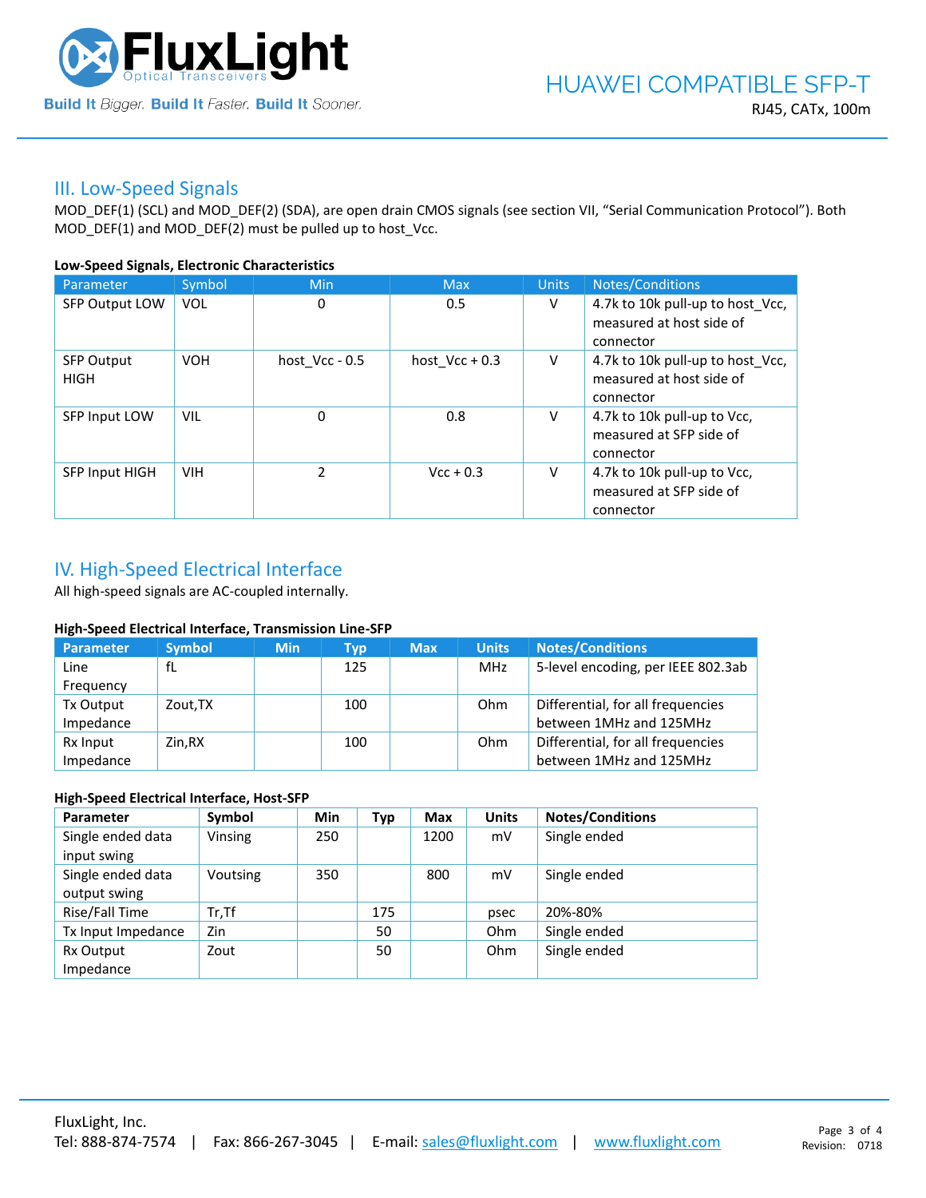## III. Low-Speed Signals

MOD_DEF(1) (SCL) and MOD_DEF(2) (SDA), are open drain CMOS signals (see section VII, "Serial Communication Protocol"). Both MOD_DEF(1) and MOD_DEF(2) must be pulled up to host_Vcc.

**Low-Speed Signals, Electronic Characteristics**

| Parameter | Symbol | Min | Max | Units | Notes/Conditions |
|---|---|---|---|---|---|
| SFP Output LOW | VOL | 0 | 0.5 | V | 4.7k to 10k pull-up to host_Vcc, measured at host side of connector |
| SFP Output HIGH | VOH | host_Vcc - 0.5 | host_Vcc + 0.3 | V | 4.7k to 10k pull-up to host_Vcc, measured at host side of connector |
| SFP Input LOW | VIL | 0 | 0.8 | V | 4.7k to 10k pull-up to Vcc, measured at SFP side of connector |
| SFP Input HIGH | VIH | 2 | Vcc + 0.3 | V | 4.7k to 10k pull-up to Vcc, measured at SFP side of connector |

## IV. High-Speed Electrical Interface

All high-speed signals are AC-coupled internally.

**High-Speed Electrical Interface, Transmission Line-SFP**

| Parameter | Symbol | Min | Typ | Max | Units | Notes/Conditions |
|---|---|---|---|---|---|---|
| Line Frequency | fL | | 125 | | MHz | 5-level encoding, per IEEE 802.3ab |
| Tx Output Impedance | Zout,TX | | 100 | | Ohm | Differential, for all frequencies between 1MHz and 125MHz |
| Rx Input Impedance | Zin,RX | | 100 | | Ohm | Differential, for all frequencies between 1MHz and 125MHz |

**High-Speed Electrical Interface, Host-SFP**

| Parameter | Symbol | Min | Typ | Max | Units | Notes/Conditions |
|---|---|---|---|---|---|---|
| Single ended data input swing | Vinsing | 250 | | 1200 | mV | Single ended |
| Single ended data output swing | Voutsing | 350 | | 800 | mV | Single ended |
| Rise/Fall Time | Tr,Tf | | 175 | | psec | 20%-80% |
| Tx Input Impedance | Zin | | 50 | | Ohm | Single ended |
| Rx Output Impedance | Zout | | 50 | | Ohm | Single ended |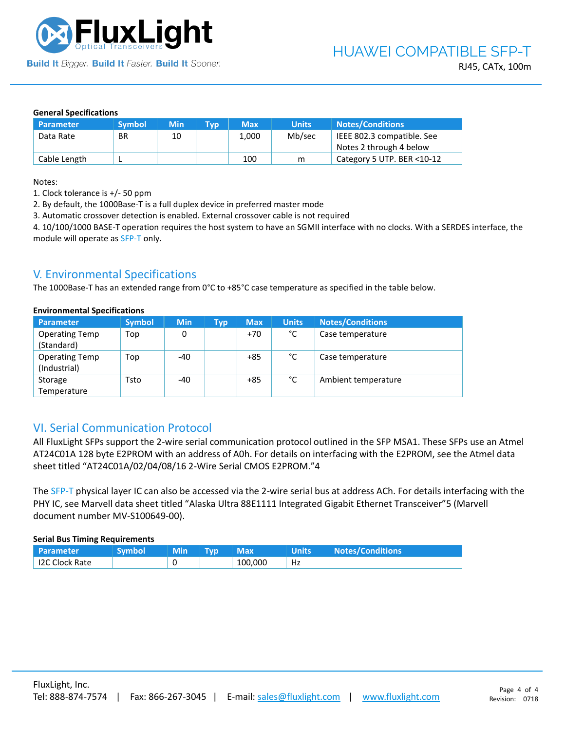**General Specifications**

| Parameter | Symbol | Min | Typ | Max | Units | Notes/Conditions |
|---|---|---|---|---|---|---|
| Data Rate | BR | 10 | | 1,000 | Mb/sec | IEEE 802.3 compatible. See Notes 2 through 4 below |
| Cable Length | L | | | 100 | m | Category 5 UTP. BER <10-12 |

Notes:

1. Clock tolerance is +/- 50 ppm
2. By default, the 1000Base-T is a full duplex device in preferred master mode
3. Automatic crossover detection is enabled. External crossover cable is not required
4. 10/100/1000 BASE-T operation requires the host system to have an SGMII interface with no clocks. With a SERDES interface, the module will operate as SFP-T only.

## V. Environmental Specifications

The 1000Base-T has an extended range from 0°C to +85°C case temperature as specified in the table below.

**Environmental Specifications**

| Parameter | Symbol | Min | Typ | Max | Units | Notes/Conditions |
|---|---|---|---|---|---|---|
| Operating Temp (Standard) | Top | 0 | | +70 | °C | Case temperature |
| Operating Temp (Industrial) | Top | -40 | | +85 | °C | Case temperature |
| Storage Temperature | Tsto | -40 | | +85 | °C | Ambient temperature |

## VI. Serial Communication Protocol

All FluxLight SFPs support the 2-wire serial communication protocol outlined in the SFP MSA1. These SFPs use an Atmel AT24C01A 128 byte E2PROM with an address of A0h. For details on interfacing with the E2PROM, see the Atmel data sheet titled "AT24C01A/02/04/08/16 2-Wire Serial CMOS E2PROM."4

The SFP-T physical layer IC can also be accessed via the 2-wire serial bus at address ACh. For details interfacing with the PHY IC, see Marvell data sheet titled "Alaska Ultra 88E1111 Integrated Gigabit Ethernet Transceiver"5 (Marvell document number MV-S100649-00).

**Serial Bus Timing Requirements**

| Parameter | Symbol | Min | Typ | Max | Units | Notes/Conditions |
|---|---|---|---|---|---|---|
| I2C Clock Rate | | 0 | | 100,000 | Hz | |

FluxLight, Inc.
Tel: 888-874-7574 | Fax: 866-267-3045 | E-mail: sales@fluxlight.com | www.fluxlight.com